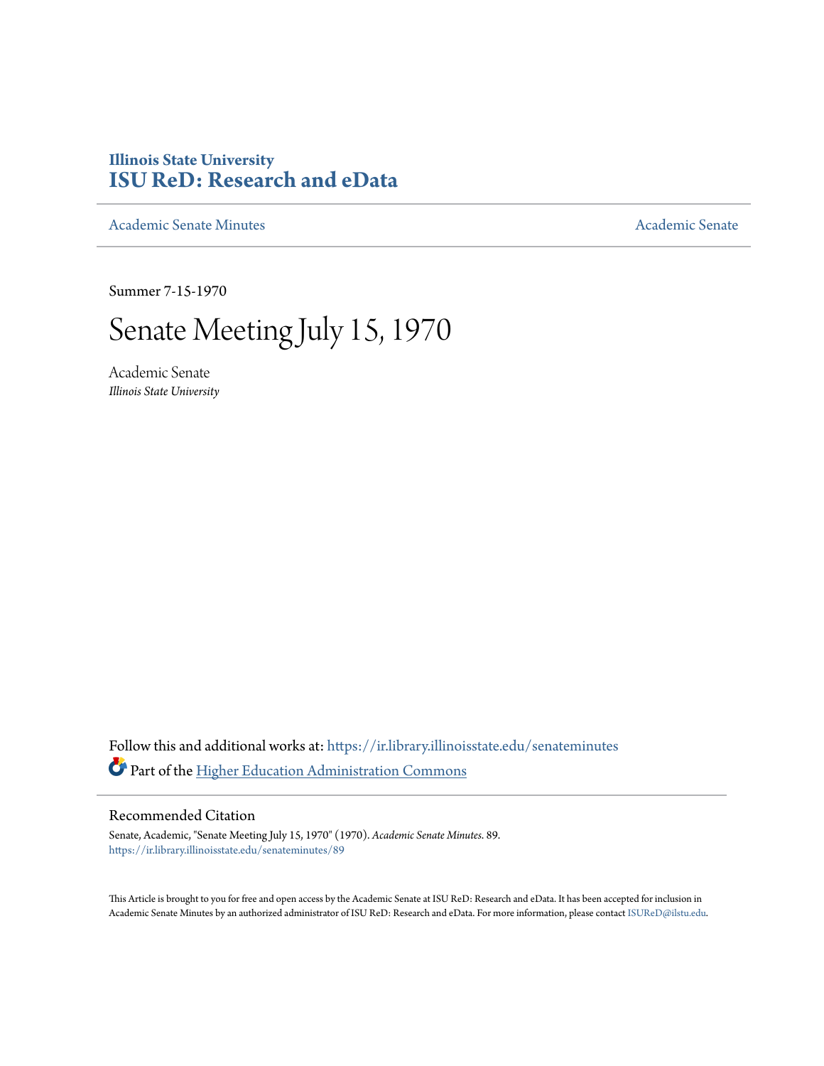# Illinois State University
## ISU ReD: Research and eData

Academic Senate Minutes | Academic Senate

Summer 7-15-1970

# Senate Meeting July 15, 1970

Academic Senate
*Illinois State University*

Follow this and additional works at: https://ir.library.illinoisstate.edu/senateminutes

Part of the Higher Education Administration Commons

## Recommended Citation

Senate, Academic, "Senate Meeting July 15, 1970" (1970). *Academic Senate Minutes*. 89.
https://ir.library.illinoisstate.edu/senateminutes/89

This Article is brought to you for free and open access by the Academic Senate at ISU ReD: Research and eData. It has been accepted for inclusion in Academic Senate Minutes by an authorized administrator of ISU ReD: Research and eData. For more information, please contact ISUReD@ilstu.edu.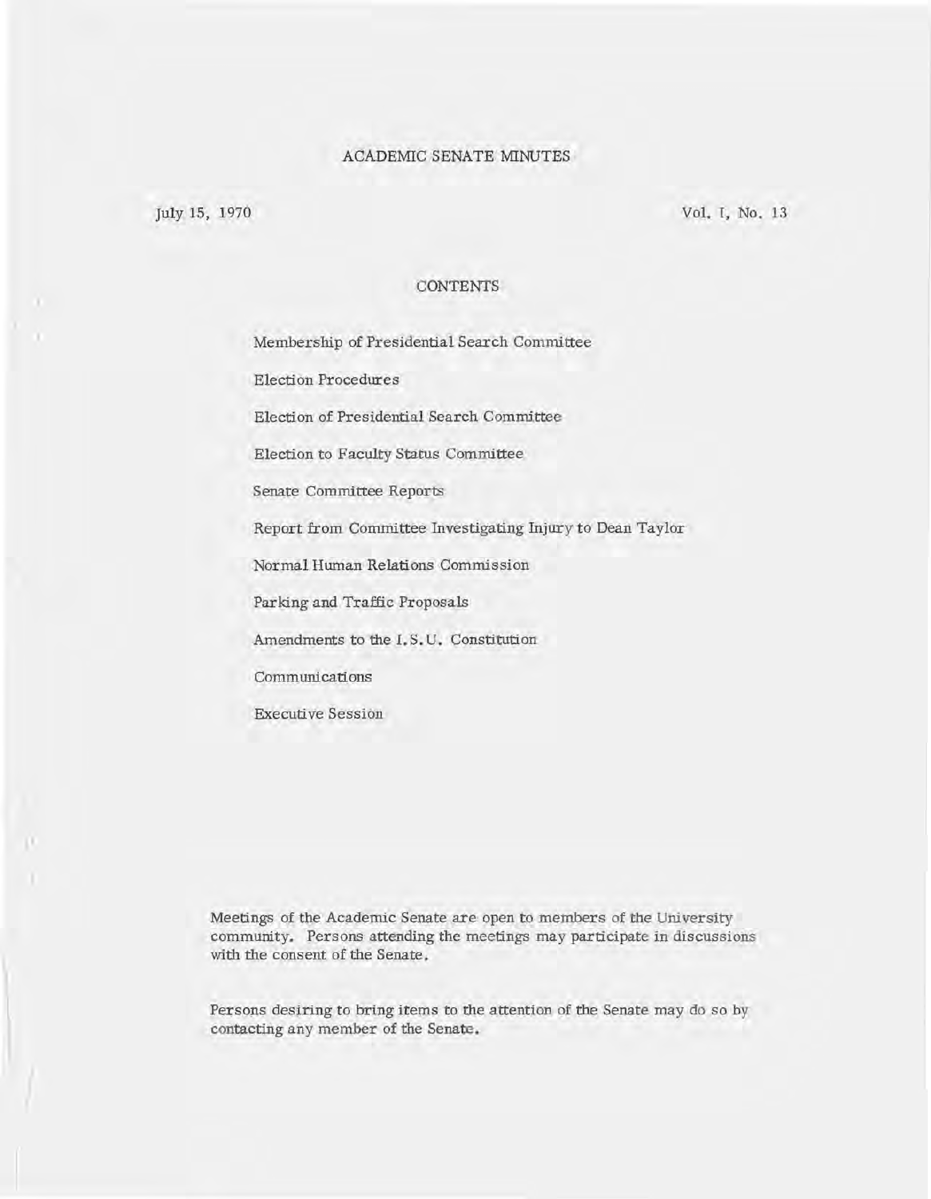# ACADEMIC SENATE MINUTES

July 15, 1970 Vol. I, No. 13

## CONTENTS

Membership of Presidential Search Committee

Election Procedures

Election of Presidential Search Committee

Election to Faculty Status Committee

Senate Committee Reports

Report from Committee Investigating Injury to Dean Taylor

Normal Human Relations Commission

Parking and Traffic Proposals

Amendments to the I.S.U. Constitution

Communications

Executive Session

Meetings of the Academic Senate are open to members of the University community. Persons attending the meetings may participate in discussions with the consent of the Senate.

Persons desiring to bring items to the attention of the Senate may do so by contacting any member of the Senate.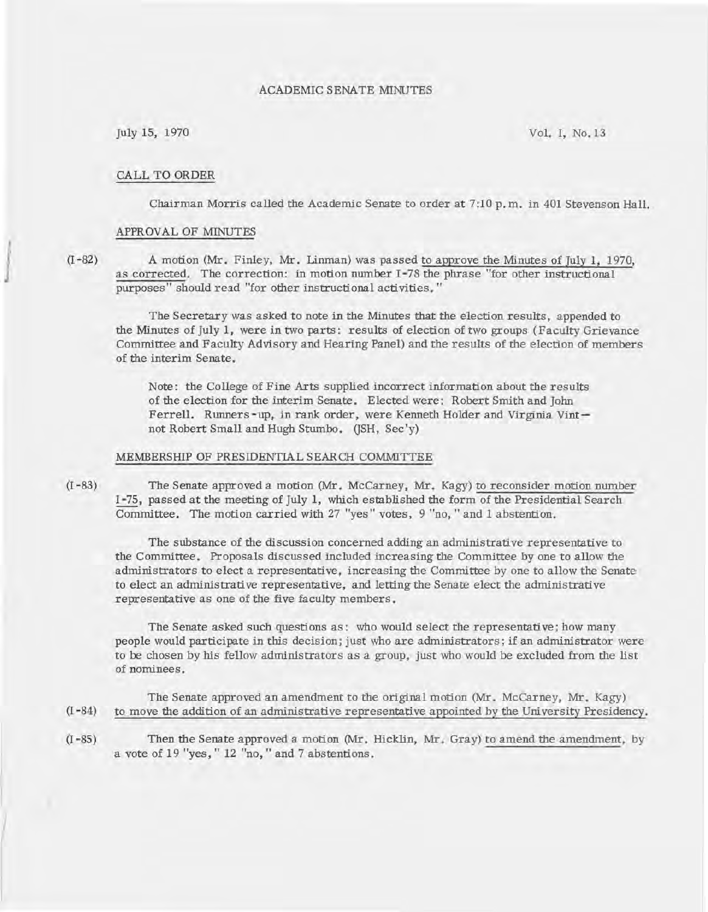ACADEMIC SENATE MINUTES

July 15, 1970 Vol. I, No. 13

CALL TO ORDER

Chairman Morris called the Academic Senate to order at 7:10 p.m. in 401 Stevenson Hall.

APPROVAL OF MINUTES

(I-82) A motion (Mr. Finley, Mr. Linman) was passed to approve the Minutes of July 1, 1970, as corrected. The correction: in motion number I-78 the phrase "for other instructional purposes" should read "for other instructional activities."

The Secretary was asked to note in the Minutes that the election results, appended to the Minutes of July 1, were in two parts: results of election of two groups (Faculty Grievance Committee and Faculty Advisory and Hearing Panel) and the results of the election of members of the interim Senate.

Note: the College of Fine Arts supplied incorrect information about the results of the election for the interim Senate. Elected were: Robert Smith and John Ferrell. Runners-up, in rank order, were Kenneth Holder and Virginia Vint—not Robert Small and Hugh Stumbo. (JSH, Sec'y)

MEMBERSHIP OF PRESIDENTIAL SEARCH COMMITTEE

(I-83) The Senate approved a motion (Mr. McCarney, Mr. Kagy) to reconsider motion number I-75, passed at the meeting of July 1, which established the form of the Presidential Search Committee. The motion carried with 27 "yes" votes, 9 "no," and 1 abstention.

The substance of the discussion concerned adding an administrative representative to the Committee. Proposals discussed included increasing the Committee by one to allow the administrators to elect a representative, increasing the Committee by one to allow the Senate to elect an administrative representative, and letting the Senate elect the administrative representative as one of the five faculty members.

The Senate asked such questions as: who would select the representative; how many people would participate in this decision; just who are administrators; if an administrator were to be chosen by his fellow administrators as a group, just who would be excluded from the list of nominees.

(I-84) The Senate approved an amendment to the original motion (Mr. McCarney, Mr. Kagy) to move the addition of an administrative representative appointed by the University Presidency.

(I-85) Then the Senate approved a motion (Mr. Hicklin, Mr. Gray) to amend the amendment, by a vote of 19 "yes," 12 "no," and 7 abstentions.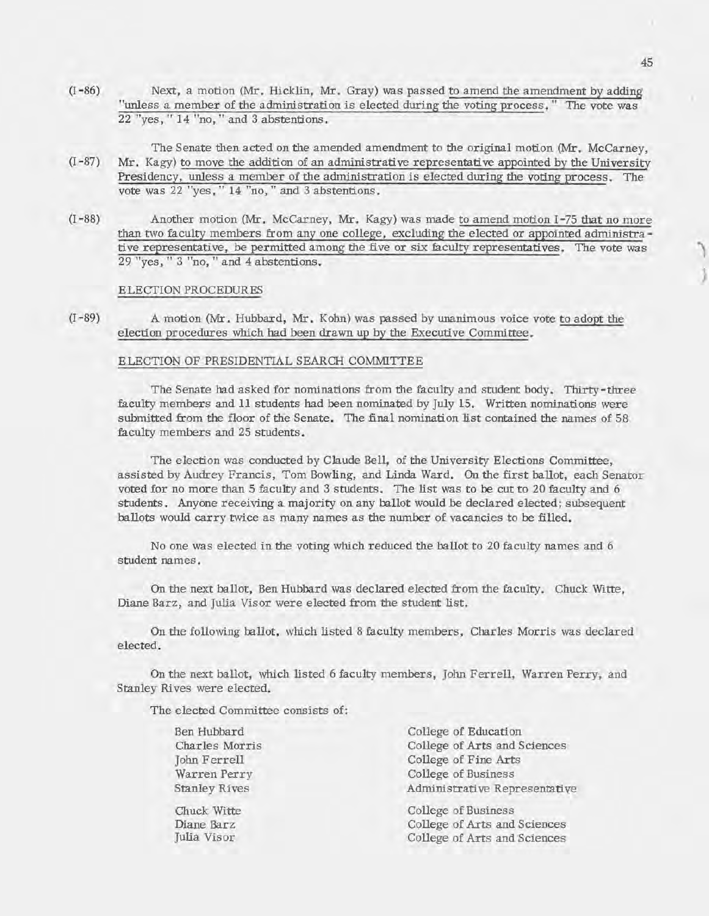(I-86) Next, a motion (Mr. Hicklin, Mr. Gray) was passed to amend the amendment by adding "unless a member of the administration is elected during the voting process." The vote was 22 "yes," 14 "no," and 3 abstentions.

(I-87) The Senate then acted on the amended amendment to the original motion (Mr. McCarney, Mr. Kagy) to move the addition of an administrative representative appointed by the University Presidency, unless a member of the administration is elected during the voting process. The vote was 22 "yes," 14 "no," and 3 abstentions.

(I-88) Another motion (Mr. McCarney, Mr. Kagy) was made to amend motion I-75 that no more than two faculty members from any one college, excluding the elected or appointed administrative representative, be permitted among the five or six faculty representatives. The vote was 29 "yes," 3 "no," and 4 abstentions.

## ELECTION PROCEDURES

(I-89) A motion (Mr. Hubbard, Mr. Kohn) was passed by unanimous voice vote to adopt the election procedures which had been drawn up by the Executive Committee.

## ELECTION OF PRESIDENTIAL SEARCH COMMITTEE

The Senate had asked for nominations from the faculty and student body. Thirty-three faculty members and 11 students had been nominated by July 15. Written nominations were submitted from the floor of the Senate. The final nomination list contained the names of 58 faculty members and 25 students.

The election was conducted by Claude Bell, of the University Elections Committee, assisted by Audrey Francis, Tom Bowling, and Linda Ward. On the first ballot, each Senator voted for no more than 5 faculty and 3 students. The list was to be cut to 20 faculty and 6 students. Anyone receiving a majority on any ballot would be declared elected; subsequent ballots would carry twice as many names as the number of vacancies to be filled.

No one was elected in the voting which reduced the ballot to 20 faculty names and 6 student names.

On the next ballot, Ben Hubbard was declared elected from the faculty. Chuck Witte, Diane Barz, and Julia Visor were elected from the student list.

On the following ballot, which listed 8 faculty members, Charles Morris was declared elected.

On the next ballot, which listed 6 faculty members, John Ferrell, Warren Perry, and Stanley Rives were elected.

The elected Committee consists of:

| | |
|---|---|
| Ben Hubbard | College of Education |
| Charles Morris | College of Arts and Sciences |
| John Ferrell | College of Fine Arts |
| Warren Perry | College of Business |
| Stanley Rives | Administrative Representative |
| Chuck Witte | College of Business |
| Diane Barz | College of Arts and Sciences |
| Julia Visor | College of Arts and Sciences |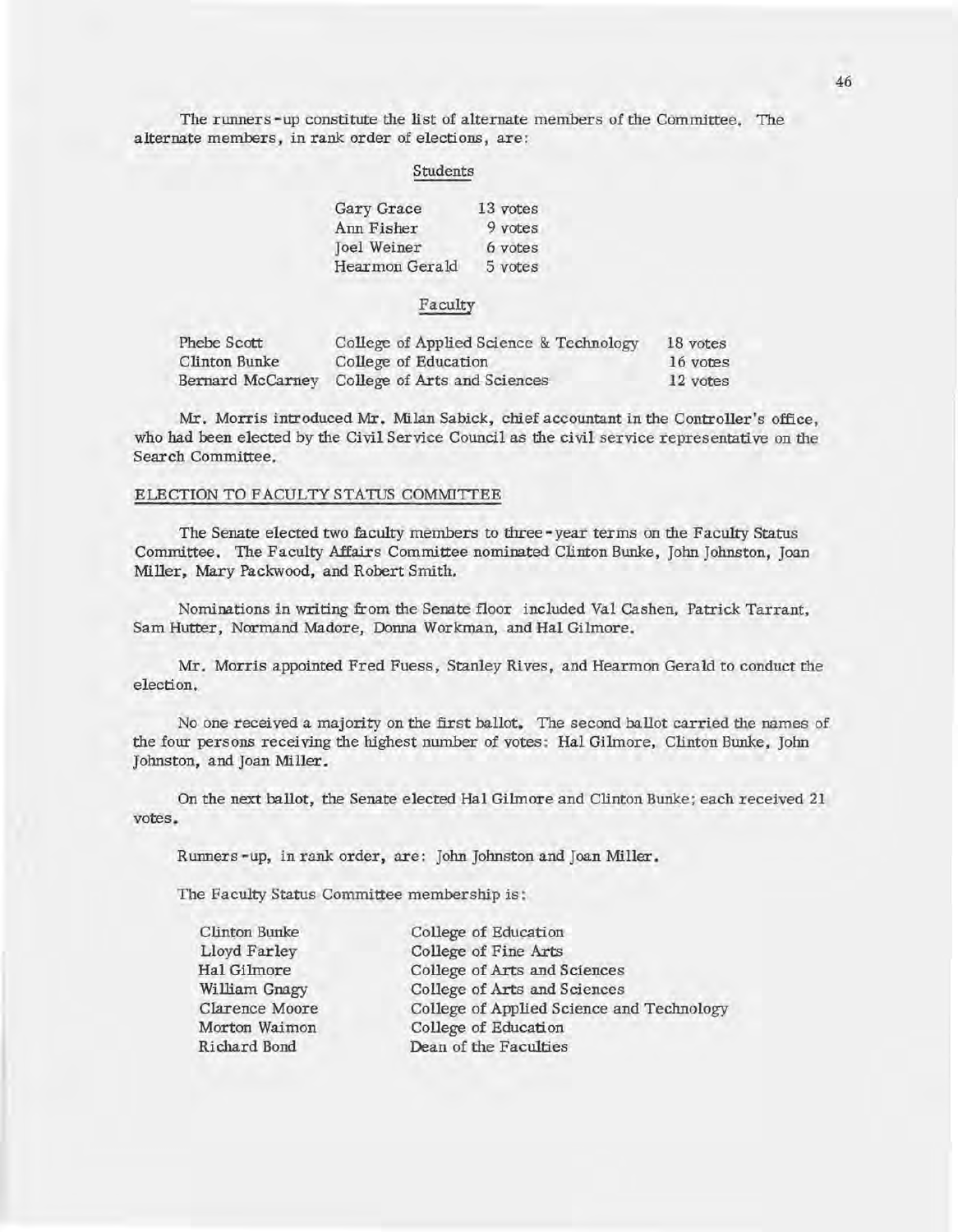The runners-up constitute the list of alternate members of the Committee. The alternate members, in rank order of elections, are:

Students

| | |
|---|---|
| Gary Grace | 13 votes |
| Ann Fisher | 9 votes |
| Joel Weiner | 6 votes |
| Hearmon Gerald | 5 votes |

Faculty

| | | |
|---|---|---|
| Phebe Scott | College of Applied Science & Technology | 18 votes |
| Clinton Bunke | College of Education | 16 votes |
| Bernard McCarney | College of Arts and Sciences | 12 votes |

Mr. Morris introduced Mr. Milan Sabick, chief accountant in the Controller's office, who had been elected by the Civil Service Council as the civil service representative on the Search Committee.

## ELECTION TO FACULTY STATUS COMMITTEE

The Senate elected two faculty members to three-year terms on the Faculty Status Committee. The Faculty Affairs Committee nominated Clinton Bunke, John Johnston, Joan Miller, Mary Packwood, and Robert Smith.

Nominations in writing from the Senate floor included Val Cashen, Patrick Tarrant, Sam Hutter, Normand Madore, Donna Workman, and Hal Gilmore.

Mr. Morris appointed Fred Fuess, Stanley Rives, and Hearmon Gerald to conduct the election.

No one received a majority on the first ballot. The second ballot carried the names of the four persons receiving the highest number of votes: Hal Gilmore, Clinton Bunke, John Johnston, and Joan Miller.

On the next ballot, the Senate elected Hal Gilmore and Clinton Bunke; each received 21 votes.

Runners-up, in rank order, are: John Johnston and Joan Miller.

The Faculty Status Committee membership is:

| | |
|---|---|
| Clinton Bunke | College of Education |
| Lloyd Farley | College of Fine Arts |
| Hal Gilmore | College of Arts and Sciences |
| William Gnagy | College of Arts and Sciences |
| Clarence Moore | College of Applied Science and Technology |
| Morton Waimon | College of Education |
| Richard Bond | Dean of the Faculties |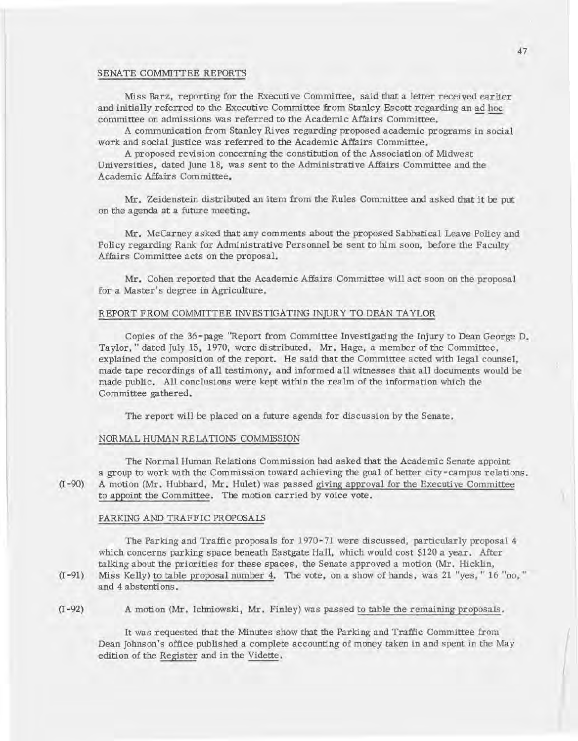## SENATE COMMITTEE REPORTS

Miss Barz, reporting for the Executive Committee, said that a letter received earlier and initially referred to the Executive Committee from Stanley Escott regarding an *ad hoc* committee on admissions was referred to the Academic Affairs Committee.

A communication from Stanley Rives regarding proposed academic programs in social work and social justice was referred to the Academic Affairs Committee.

A proposed revision concerning the constitution of the Association of Midwest Universities, dated June 18, was sent to the Administrative Affairs Committee and the Academic Affairs Committee.

Mr. Zeidenstein distributed an item from the Rules Committee and asked that it be put on the agenda at a future meeting.

Mr. McCarney asked that any comments about the proposed Sabbatical Leave Policy and Policy regarding Rank for Administrative Personnel be sent to him soon, before the Faculty Affairs Committee acts on the proposal.

Mr. Cohen reported that the Academic Affairs Committee will act soon on the proposal for a Master's degree in Agriculture.

## REPORT FROM COMMITTEE INVESTIGATING INJURY TO DEAN TAYLOR

Copies of the 36-page "Report from Committee Investigating the Injury to Dean George D. Taylor," dated July 15, 1970, were distributed. Mr. Hage, a member of the Committee, explained the composition of the report. He said that the Committee acted with legal counsel, made tape recordings of all testimony, and informed all witnesses that all documents would be made public. All conclusions were kept within the realm of the information which the Committee gathered.

The report will be placed on a future agenda for discussion by the Senate.

## NORMAL HUMAN RELATIONS COMMISSION

The Normal Human Relations Commission had asked that the Academic Senate appoint a group to work with the Commission toward achieving the goal of better city-campus relations.

(I-90) A motion (Mr. Hubbard, Mr. Hulet) was passed giving approval for the Executive Committee to appoint the Committee. The motion carried by voice vote.

## PARKING AND TRAFFIC PROPOSALS

The Parking and Traffic proposals for 1970-71 were discussed, particularly proposal 4 which concerns parking space beneath Eastgate Hall, which would cost $120 a year. After talking about the priorities for these spaces, the Senate approved a motion (Mr. Hicklin,

(I-91) Miss Kelly) to table proposal number 4. The vote, on a show of hands, was 21 "yes," 16 "no," and 4 abstentions.

(I-92) A motion (Mr. Ichniowski, Mr. Finley) was passed to table the remaining proposals.

It was requested that the Minutes show that the Parking and Traffic Committee from Dean Johnson's office published a complete accounting of money taken in and spent in the May edition of the Register and in the Vidette.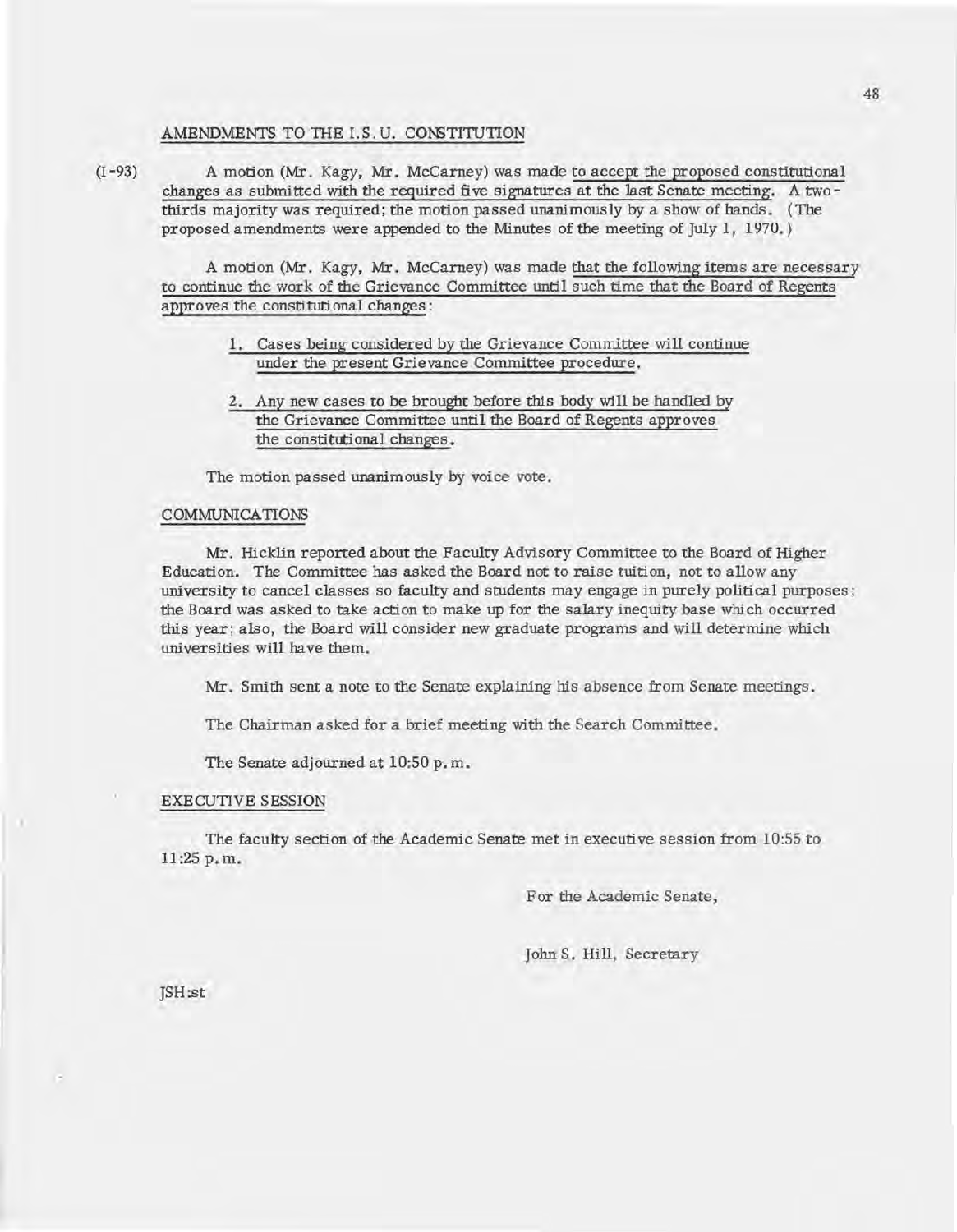## AMENDMENTS TO THE I.S.U. CONSTITUTION

(I-93) A motion (Mr. Kagy, Mr. McCarney) was made to accept the proposed constitutional changes as submitted with the required five signatures at the last Senate meeting. A two-thirds majority was required; the motion passed unanimously by a show of hands. (The proposed amendments were appended to the Minutes of the meeting of July 1, 1970.)

A motion (Mr. Kagy, Mr. McCarney) was made that the following items are necessary to continue the work of the Grievance Committee until such time that the Board of Regents approves the constitutional changes:

1. Cases being considered by the Grievance Committee will continue under the present Grievance Committee procedure.
2. Any new cases to be brought before this body will be handled by the Grievance Committee until the Board of Regents approves the constitutional changes.

The motion passed unanimously by voice vote.

## COMMUNICATIONS

Mr. Hicklin reported about the Faculty Advisory Committee to the Board of Higher Education. The Committee has asked the Board not to raise tuition, not to allow any university to cancel classes so faculty and students may engage in purely political purposes; the Board was asked to take action to make up for the salary inequity base which occurred this year; also, the Board will consider new graduate programs and will determine which universities will have them.

Mr. Smith sent a note to the Senate explaining his absence from Senate meetings.

The Chairman asked for a brief meeting with the Search Committee.

The Senate adjourned at 10:50 p.m.

## EXECUTIVE SESSION

The faculty section of the Academic Senate met in executive session from 10:55 to 11:25 p.m.

For the Academic Senate,

John S. Hill, Secretary

JSH:st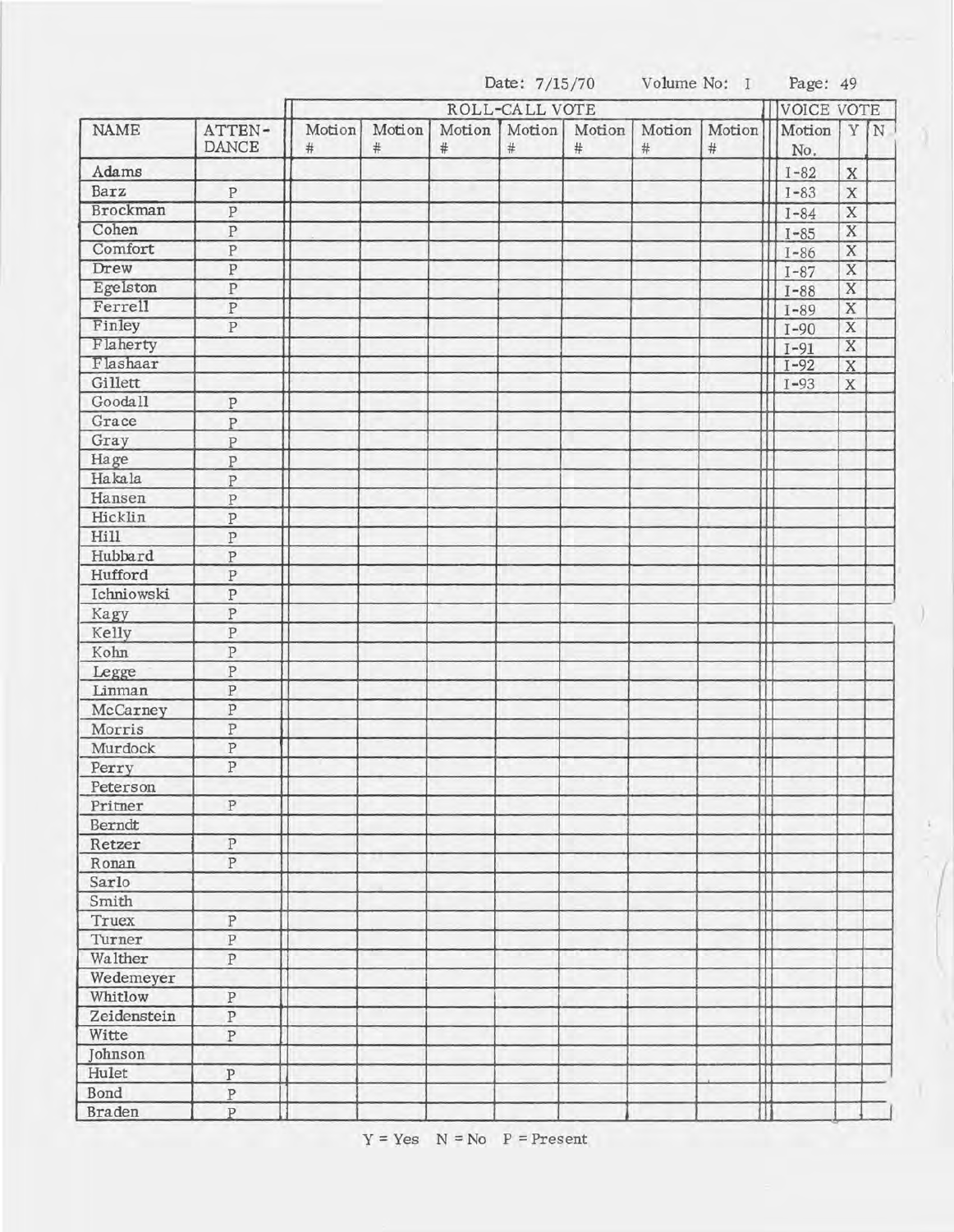Date: 7/15/70 Volume No: I Page: 49

| NAME | ATTEN-DANCE | ROLL-CALL VOTE | | | | | | | VOICE VOTE | | |
|---|---|---|---|---|---|---|---|---|---|---|---|
| | | Motion # | Motion # | Motion # | Motion # | Motion # | Motion # | Motion # | Motion No. | Y | N |
| Adams | | | | | | | | | I-82 | X | |
| Barz | P | | | | | | | | I-83 | X | |
| Brockman | P | | | | | | | | I-84 | X | |
| Cohen | P | | | | | | | | I-85 | X | |
| Comfort | P | | | | | | | | I-86 | X | |
| Drew | P | | | | | | | | I-87 | X | |
| Egelston | P | | | | | | | | I-88 | X | |
| Ferrell | P | | | | | | | | I-89 | X | |
| Finley | P | | | | | | | | I-90 | X | |
| Flaherty | | | | | | | | | I-91 | X | |
| Flashaar | | | | | | | | | I-92 | X | |
| Gillett | | | | | | | | | I-93 | X | |
| Goodall | P | | | | | | | | | | |
| Grace | P | | | | | | | | | | |
| Gray | P | | | | | | | | | | |
| Hage | P | | | | | | | | | | |
| Hakala | P | | | | | | | | | | |
| Hansen | P | | | | | | | | | | |
| Hicklin | P | | | | | | | | | | |
| Hill | P | | | | | | | | | | |
| Hubbard | P | | | | | | | | | | |
| Hufford | P | | | | | | | | | | |
| Ichniowski | P | | | | | | | | | | |
| Kagy | P | | | | | | | | | | |
| Kelly | P | | | | | | | | | | |
| Kohn | P | | | | | | | | | | |
| Legge | P | | | | | | | | | | |
| Linman | P | | | | | | | | | | |
| McCarney | P | | | | | | | | | | |
| Morris | P | | | | | | | | | | |
| Murdock | P | | | | | | | | | | |
| Perry | P | | | | | | | | | | |
| Peterson | | | | | | | | | | | |
| Pritner | P | | | | | | | | | | |
| Berndt | | | | | | | | | | | |
| Retzer | P | | | | | | | | | | |
| Ronan | P | | | | | | | | | | |
| Sarlo | | | | | | | | | | | |
| Smith | | | | | | | | | | | |
| Truex | P | | | | | | | | | | |
| Turner | P | | | | | | | | | | |
| Walther | P | | | | | | | | | | |
| Wedemeyer | | | | | | | | | | | |
| Whitlow | P | | | | | | | | | | |
| Zeidenstein | P | | | | | | | | | | |
| Witte | P | | | | | | | | | | |
| Johnson | | | | | | | | | | | |
| Hulet | P | | | | | | | | | | |
| Bond | P | | | | | | | | | | |
| Braden | P | | | | | | | | | | |

Y = Yes N = No P = Present